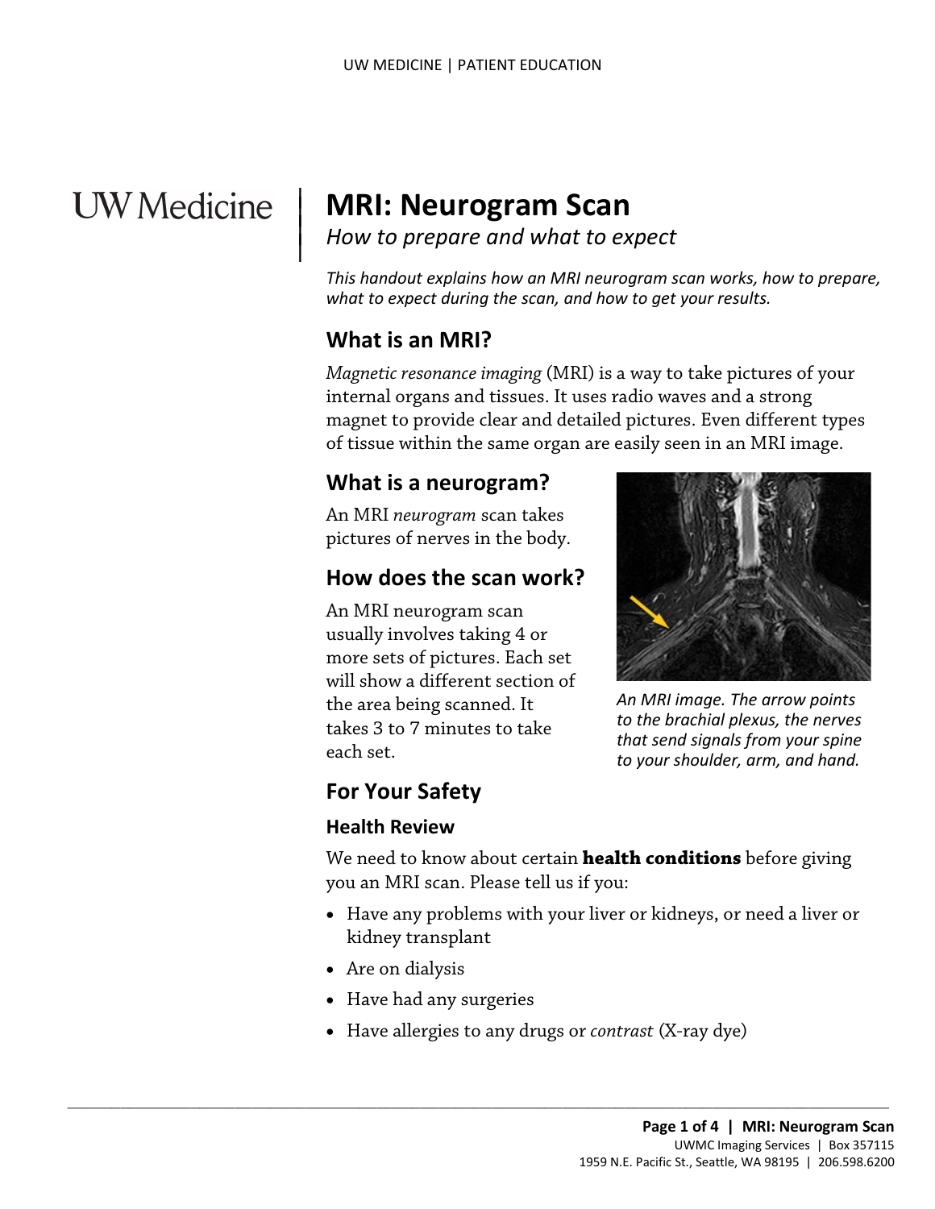# MRI: Neurogram Scan

*How to prepare and what to expect*

*This handout explains how an MRI neurogram scan works, how to prepare, what to expect during the scan, and how to get your results.*

## What is an MRI?

*Magnetic resonance imaging* (MRI) is a way to take pictures of your internal organs and tissues. It uses radio waves and a strong magnet to provide clear and detailed pictures. Even different types of tissue within the same organ are easily seen in an MRI image.

## What is a neurogram?

An MRI *neurogram* scan takes pictures of nerves in the body.

## How does the scan work?

An MRI neurogram scan usually involves taking 4 or more sets of pictures. Each set will show a different section of the area being scanned. It takes 3 to 7 minutes to take each set.

*An MRI image. The arrow points to the brachial plexus, the nerves that send signals from your spine to your shoulder, arm, and hand.*

## For Your Safety

### Health Review

We need to know about certain **health conditions** before giving you an MRI scan. Please tell us if you:

- Have any problems with your liver or kidneys, or need a liver or kidney transplant
- Are on dialysis
- Have had any surgeries
- Have allergies to any drugs or *contrast* (X-ray dye)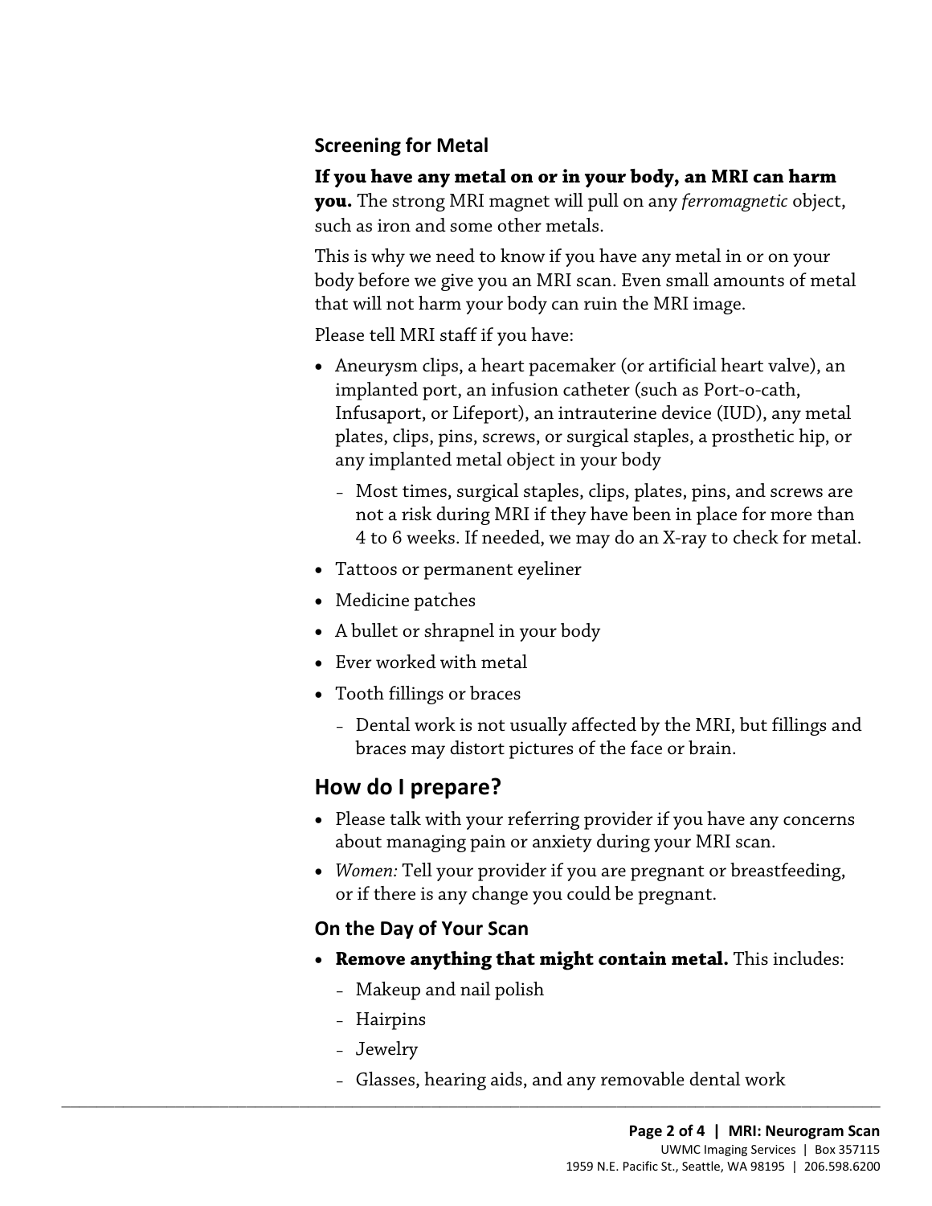### Screening for Metal

**If you have any metal on or in your body, an MRI can harm you.** The strong MRI magnet will pull on any *ferromagnetic* object, such as iron and some other metals.

This is why we need to know if you have any metal in or on your body before we give you an MRI scan. Even small amounts of metal that will not harm your body can ruin the MRI image.

Please tell MRI staff if you have:

- Aneurysm clips, a heart pacemaker (or artificial heart valve), an implanted port, an infusion catheter (such as Port-o-cath, Infusaport, or Lifeport), an intrauterine device (IUD), any metal plates, clips, pins, screws, or surgical staples, a prosthetic hip, or any implanted metal object in your body
  - Most times, surgical staples, clips, plates, pins, and screws are not a risk during MRI if they have been in place for more than 4 to 6 weeks. If needed, we may do an X-ray to check for metal.
- Tattoos or permanent eyeliner
- Medicine patches
- A bullet or shrapnel in your body
- Ever worked with metal
- Tooth fillings or braces
  - Dental work is not usually affected by the MRI, but fillings and braces may distort pictures of the face or brain.

## How do I prepare?

- Please talk with your referring provider if you have any concerns about managing pain or anxiety during your MRI scan.
- *Women:* Tell your provider if you are pregnant or breastfeeding, or if there is any change you could be pregnant.

### On the Day of Your Scan

- **Remove anything that might contain metal.** This includes:
  - Makeup and nail polish
  - Hairpins
  - Jewelry
  - Glasses, hearing aids, and any removable dental work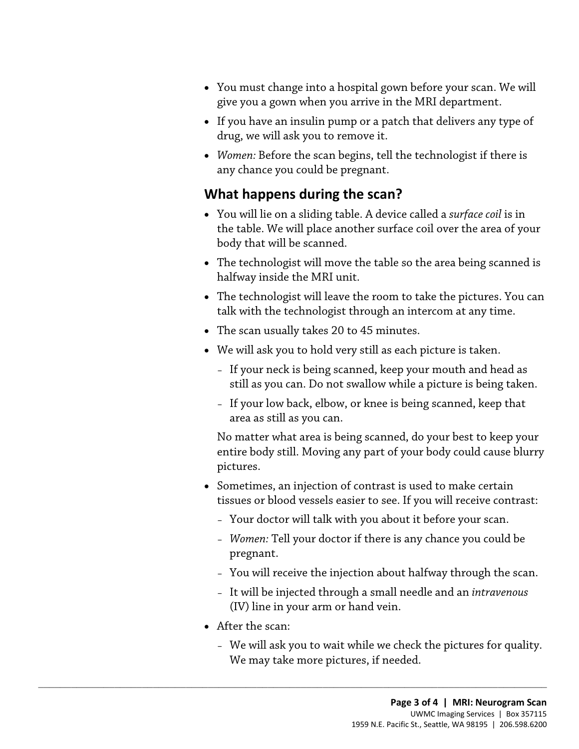- You must change into a hospital gown before your scan. We will give you a gown when you arrive in the MRI department.
- If you have an insulin pump or a patch that delivers any type of drug, we will ask you to remove it.
- *Women:* Before the scan begins, tell the technologist if there is any chance you could be pregnant.

## What happens during the scan?

- You will lie on a sliding table. A device called a *surface coil* is in the table. We will place another surface coil over the area of your body that will be scanned.
- The technologist will move the table so the area being scanned is halfway inside the MRI unit.
- The technologist will leave the room to take the pictures. You can talk with the technologist through an intercom at any time.
- The scan usually takes 20 to 45 minutes.
- We will ask you to hold very still as each picture is taken.
  - If your neck is being scanned, keep your mouth and head as still as you can. Do not swallow while a picture is being taken.
  - If your low back, elbow, or knee is being scanned, keep that area as still as you can.

  No matter what area is being scanned, do your best to keep your entire body still. Moving any part of your body could cause blurry pictures.
- Sometimes, an injection of contrast is used to make certain tissues or blood vessels easier to see. If you will receive contrast:
  - Your doctor will talk with you about it before your scan.
  - *Women:* Tell your doctor if there is any chance you could be pregnant.
  - You will receive the injection about halfway through the scan.
  - It will be injected through a small needle and an *intravenous* (IV) line in your arm or hand vein.
- After the scan:
  - We will ask you to wait while we check the pictures for quality. We may take more pictures, if needed.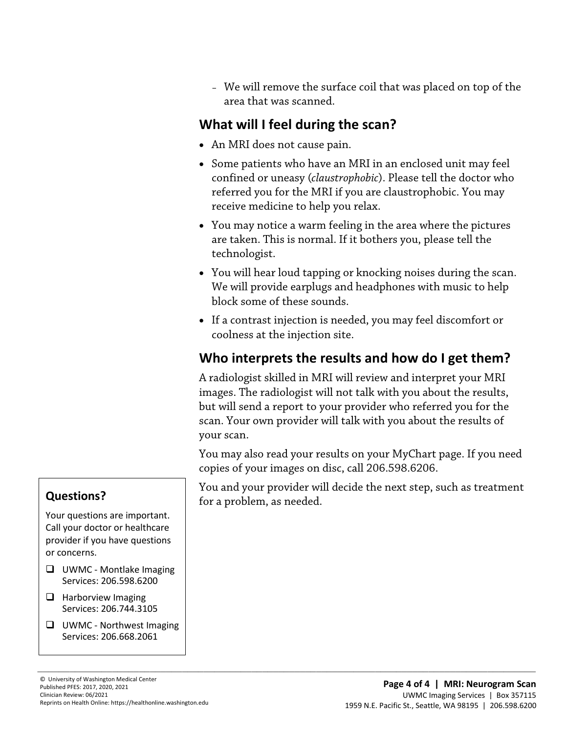- We will remove the surface coil that was placed on top of the area that was scanned.

## What will I feel during the scan?

- An MRI does not cause pain.
- Some patients who have an MRI in an enclosed unit may feel confined or uneasy (*claustrophobic*). Please tell the doctor who referred you for the MRI if you are claustrophobic. You may receive medicine to help you relax.
- You may notice a warm feeling in the area where the pictures are taken. This is normal. If it bothers you, please tell the technologist.
- You will hear loud tapping or knocking noises during the scan. We will provide earplugs and headphones with music to help block some of these sounds.
- If a contrast injection is needed, you may feel discomfort or coolness at the injection site.

## Who interprets the results and how do I get them?

A radiologist skilled in MRI will review and interpret your MRI images. The radiologist will not talk with you about the results, but will send a report to your provider who referred you for the scan. Your own provider will talk with you about the results of your scan.

You may also read your results on your MyChart page. If you need copies of your images on disc, call 206.598.6206.

You and your provider will decide the next step, such as treatment for a problem, as needed.

### Questions?

Your questions are important. Call your doctor or healthcare provider if you have questions or concerns.

- ❑ UWMC - Montlake Imaging Services: 206.598.6200
- ❑ Harborview Imaging Services: 206.744.3105
- ❑ UWMC - Northwest Imaging Services: 206.668.2061

© University of Washington Medical Center
Published PFES: 2017, 2020, 2021
Clinician Review: 06/2021
Reprints on Health Online: https://healthonline.washington.edu

UWMC Imaging Services | Box 357115
1959 N.E. Pacific St., Seattle, WA 98195 | 206.598.6200